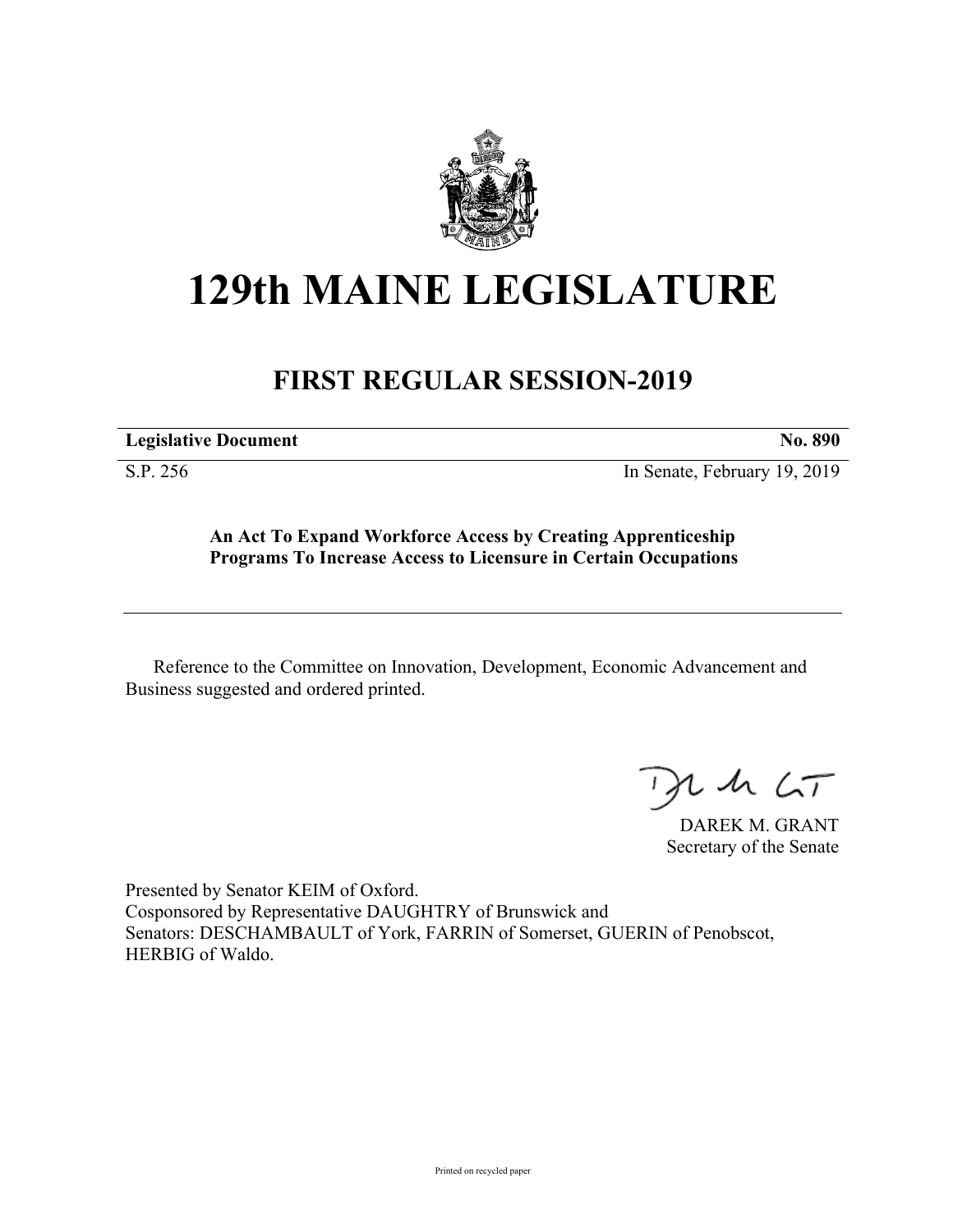# 129th MAINE LEGISLATURE

## FIRST REGULAR SESSION-2019

**Legislative Document** **No. 890**

S.P. 256 In Senate, February 19, 2019

**An Act To Expand Workforce Access by Creating Apprenticeship Programs To Increase Access to Licensure in Certain Occupations**

Reference to the Committee on Innovation, Development, Economic Advancement and Business suggested and ordered printed.

DAREK M. GRANT
Secretary of the Senate

Presented by Senator KEIM of Oxford.
Cosponsored by Representative DAUGHTRY of Brunswick and
Senators: DESCHAMBAULT of York, FARRIN of Somerset, GUERIN of Penobscot, HERBIG of Waldo.

Printed on recycled paper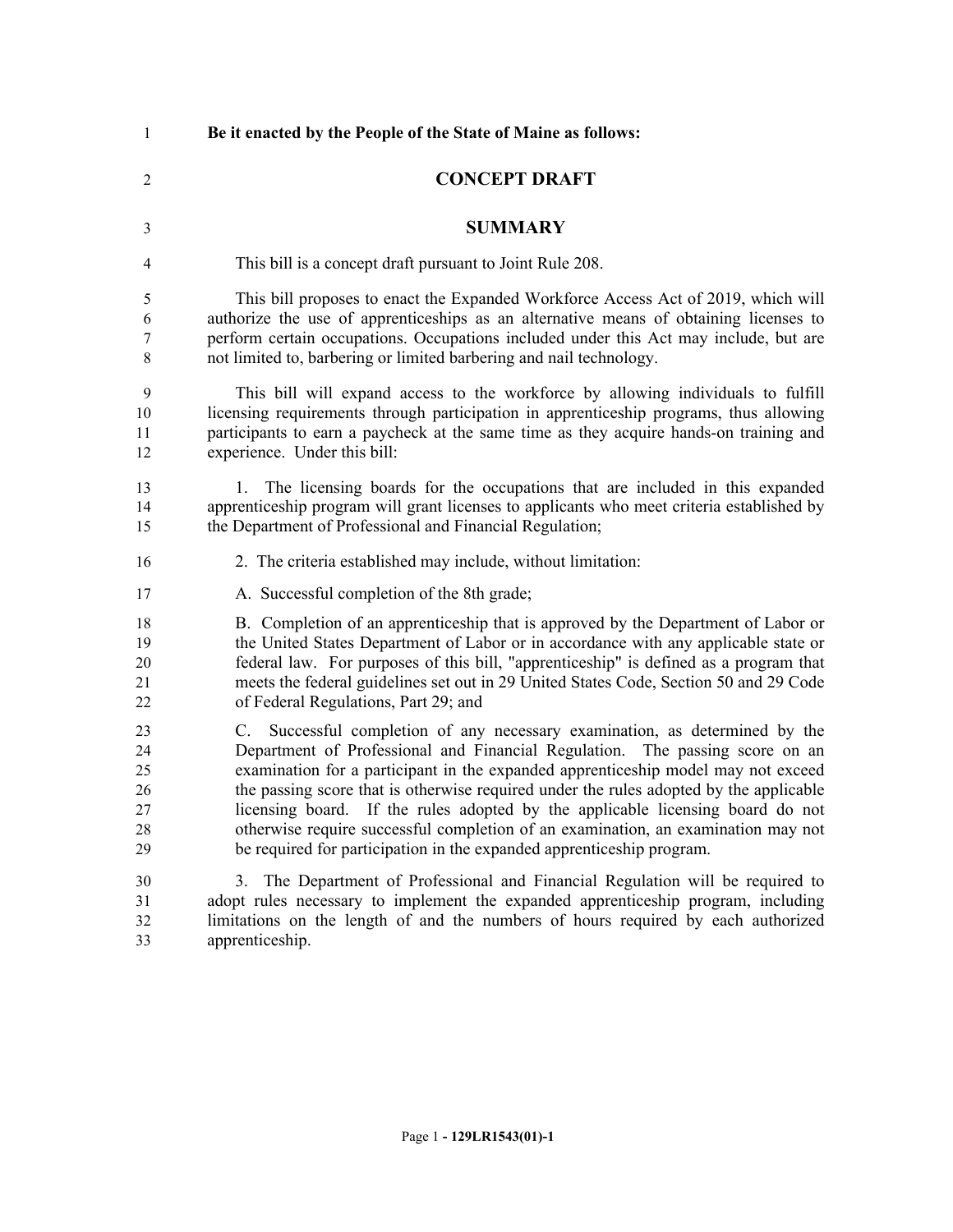**Be it enacted by the People of the State of Maine as follows:**

## CONCEPT DRAFT

## SUMMARY

This bill is a concept draft pursuant to Joint Rule 208.

This bill proposes to enact the Expanded Workforce Access Act of 2019, which will authorize the use of apprenticeships as an alternative means of obtaining licenses to perform certain occupations. Occupations included under this Act may include, but are not limited to, barbering or limited barbering and nail technology.

This bill will expand access to the workforce by allowing individuals to fulfill licensing requirements through participation in apprenticeship programs, thus allowing participants to earn a paycheck at the same time as they acquire hands-on training and experience. Under this bill:

1. The licensing boards for the occupations that are included in this expanded apprenticeship program will grant licenses to applicants who meet criteria established by the Department of Professional and Financial Regulation;

2. The criteria established may include, without limitation:

A. Successful completion of the 8th grade;

B. Completion of an apprenticeship that is approved by the Department of Labor or the United States Department of Labor or in accordance with any applicable state or federal law. For purposes of this bill, "apprenticeship" is defined as a program that meets the federal guidelines set out in 29 United States Code, Section 50 and 29 Code of Federal Regulations, Part 29; and

C. Successful completion of any necessary examination, as determined by the Department of Professional and Financial Regulation. The passing score on an examination for a participant in the expanded apprenticeship model may not exceed the passing score that is otherwise required under the rules adopted by the applicable licensing board. If the rules adopted by the applicable licensing board do not otherwise require successful completion of an examination, an examination may not be required for participation in the expanded apprenticeship program.

3. The Department of Professional and Financial Regulation will be required to adopt rules necessary to implement the expanded apprenticeship program, including limitations on the length of and the numbers of hours required by each authorized apprenticeship.